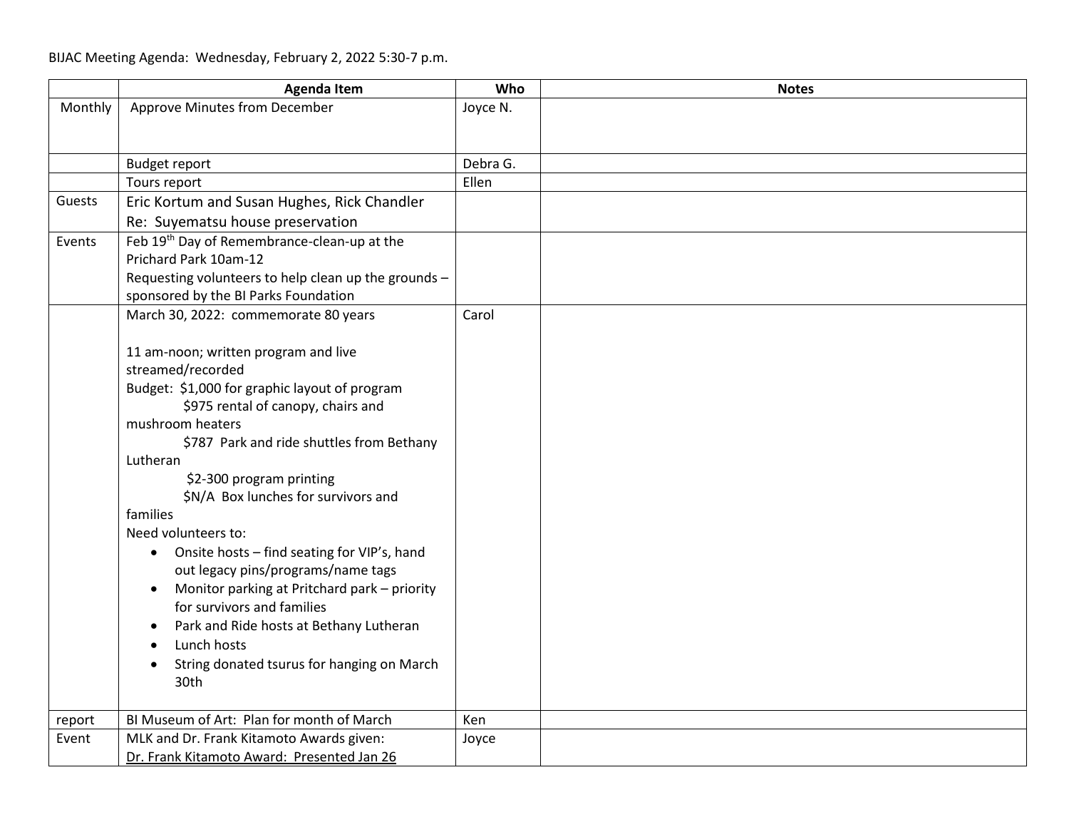BIJAC Meeting Agenda: Wednesday, February 2, 2022 5:30-7 p.m.

| | Agenda Item | Who | Notes |
|---|---|---|---|
| Monthly | Approve Minutes from December | Joyce N. | |
| | Budget report | Debra G. | |
| | Tours report | Ellen | |
| Guests | Eric Kortum and Susan Hughes, Rick Chandler<br>Re: Suyematsu house preservation | | |
| Events | Feb 19th Day of Remembrance-clean-up at the Prichard Park 10am-12<br>Requesting volunteers to help clean up the grounds – sponsored by the BI Parks Foundation | | |
| | March 30, 2022: commemorate 80 years<br><br>11 am-noon; written program and live streamed/recorded<br>Budget: $1,000 for graphic layout of program<br>$975 rental of canopy, chairs and mushroom heaters<br>$787 Park and ride shuttles from Bethany Lutheran<br>$2-300 program printing<br>$N/A Box lunches for survivors and families<br>Need volunteers to:<br>• Onsite hosts – find seating for VIP's, hand out legacy pins/programs/name tags<br>• Monitor parking at Pritchard park – priority for survivors and families<br>• Park and Ride hosts at Bethany Lutheran<br>• Lunch hosts<br>• String donated tsurus for hanging on March 30th | Carol | |
| report | BI Museum of Art: Plan for month of March | Ken | |
| Event | MLK and Dr. Frank Kitamoto Awards given:<br><u>Dr. Frank Kitamoto Award: Presented Jan 26</u> | Joyce | |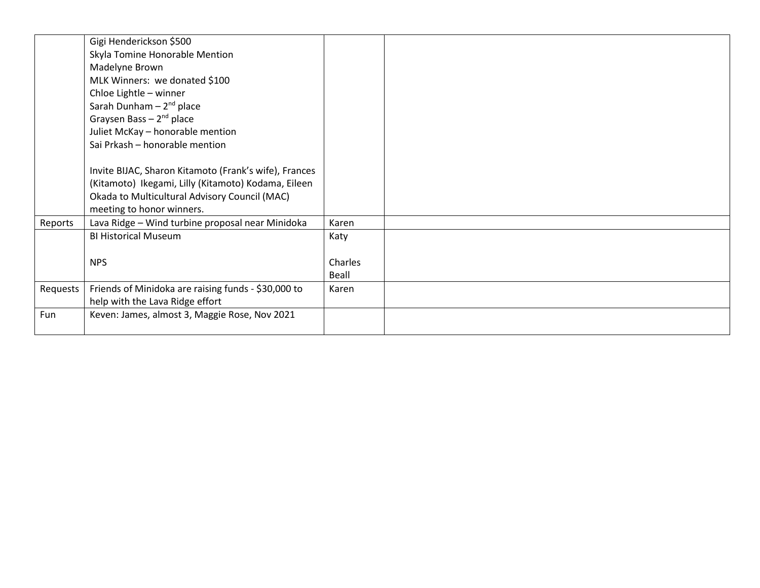| | | | |
|---|---|---|---|
| | Gigi Henderickson $500<br>Skyla Tomine Honorable Mention<br>Madelyne Brown<br>MLK Winners: we donated $100<br>Chloe Lightle – winner<br>Sarah Dunham – 2nd place<br>Graysen Bass – 2nd place<br>Juliet McKay – honorable mention<br>Sai Prkash – honorable mention<br><br>Invite BIJAC, Sharon Kitamoto (Frank's wife), Frances (Kitamoto) Ikegami, Lilly (Kitamoto) Kodama, Eileen Okada to Multicultural Advisory Council (MAC) meeting to honor winners. | | |
| Reports | Lava Ridge – Wind turbine proposal near Minidoka | Karen | |
| | BI Historical Museum<br><br>NPS | Katy<br><br>Charles Beall | |
| Requests | Friends of Minidoka are raising funds - $30,000 to help with the Lava Ridge effort | Karen | |
| Fun | Keven: James, almost 3, Maggie Rose, Nov 2021 | | |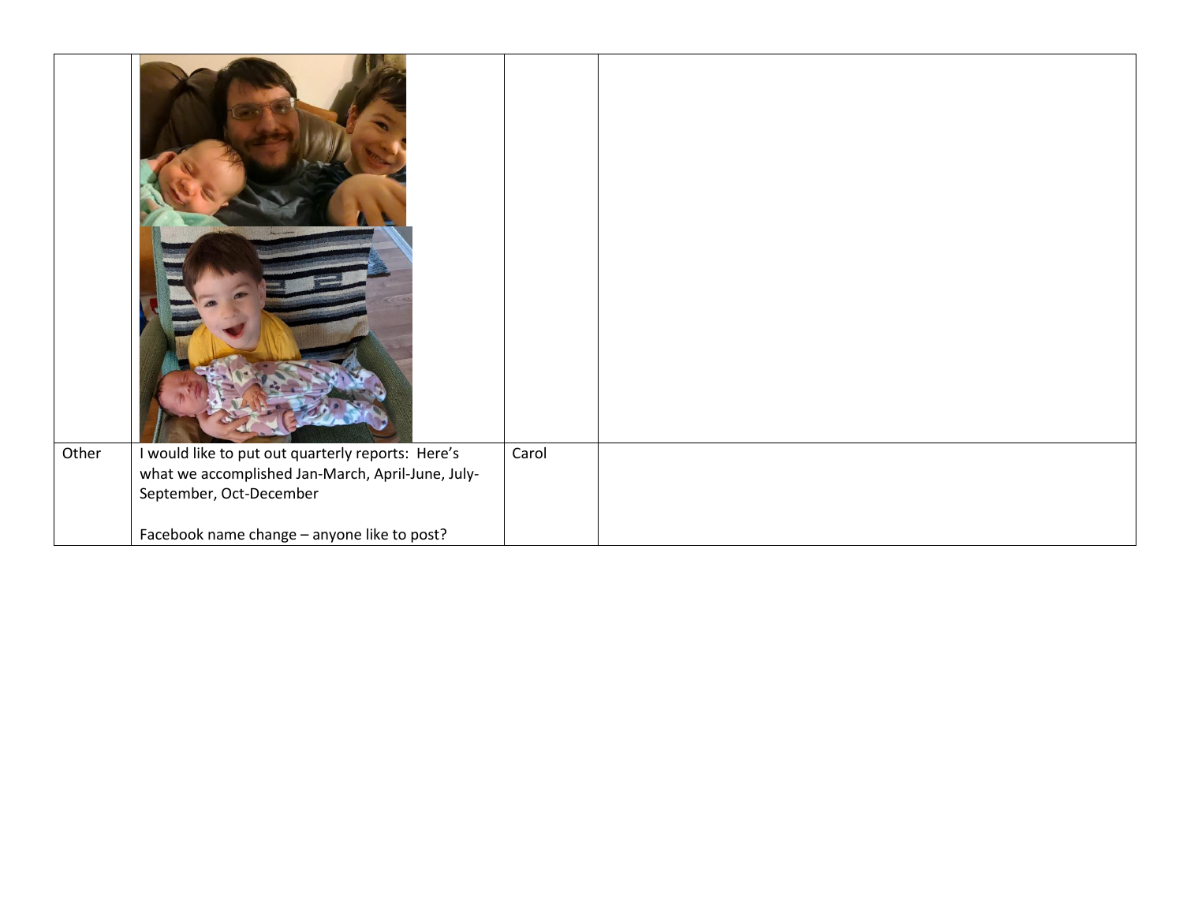| | | | |
|---|---|---|---|
| | | | |
| Other | I would like to put out quarterly reports: Here's what we accomplished Jan-March, April-June, July-September, Oct-December<br><br>Facebook name change – anyone like to post? | Carol | |